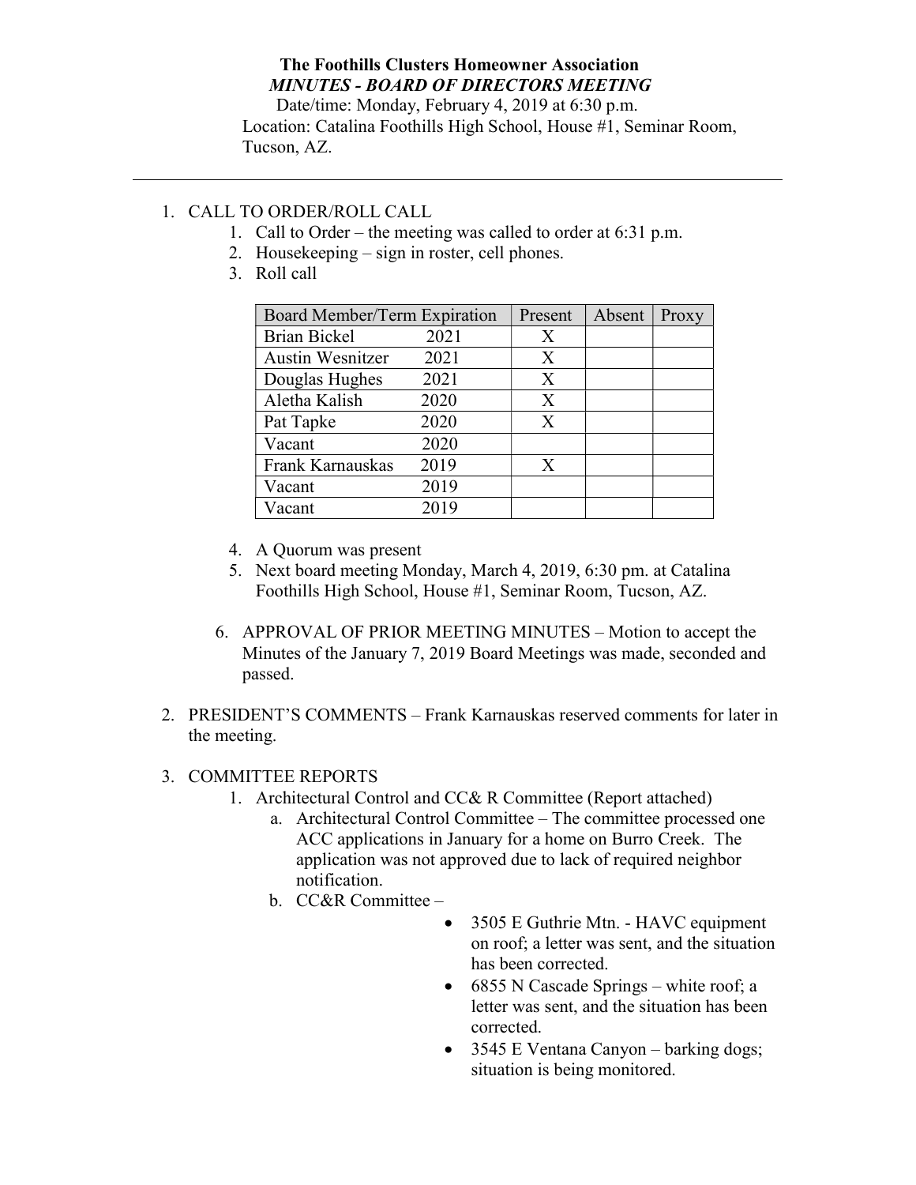**The Foothills Clusters Homeowner Association**

***MINUTES - BOARD OF DIRECTORS MEETING***

Date/time: Monday, February 4, 2019 at 6:30 p.m.

Location: Catalina Foothills High School, House #1, Seminar Room, Tucson, AZ.

---

1. CALL TO ORDER/ROLL CALL
   1. Call to Order – the meeting was called to order at 6:31 p.m.
   2. Housekeeping – sign in roster, cell phones.
   3. Roll call

| Board Member/Term Expiration | Present | Absent | Proxy |
|---|---|---|---|
| Brian Bickel 2021 | X | | |
| Austin Wesnitzer 2021 | X | | |
| Douglas Hughes 2021 | X | | |
| Aletha Kalish 2020 | X | | |
| Pat Tapke 2020 | X | | |
| Vacant 2020 | | | |
| Frank Karnauskas 2019 | X | | |
| Vacant 2019 | | | |
| Vacant 2019 | | | |

   4. A Quorum was present
   5. Next board meeting Monday, March 4, 2019, 6:30 pm. at Catalina Foothills High School, House #1, Seminar Room, Tucson, AZ.
   6. APPROVAL OF PRIOR MEETING MINUTES – Motion to accept the Minutes of the January 7, 2019 Board Meetings was made, seconded and passed.

2. PRESIDENT'S COMMENTS – Frank Karnauskas reserved comments for later in the meeting.

3. COMMITTEE REPORTS
   1. Architectural Control and CC& R Committee (Report attached)
      a. Architectural Control Committee – The committee processed one ACC applications in January for a home on Burro Creek. The application was not approved due to lack of required neighbor notification.
      b. CC&R Committee –
         - 3505 E Guthrie Mtn. - HAVC equipment on roof; a letter was sent, and the situation has been corrected.
         - 6855 N Cascade Springs – white roof; a letter was sent, and the situation has been corrected.
         - 3545 E Ventana Canyon – barking dogs; situation is being monitored.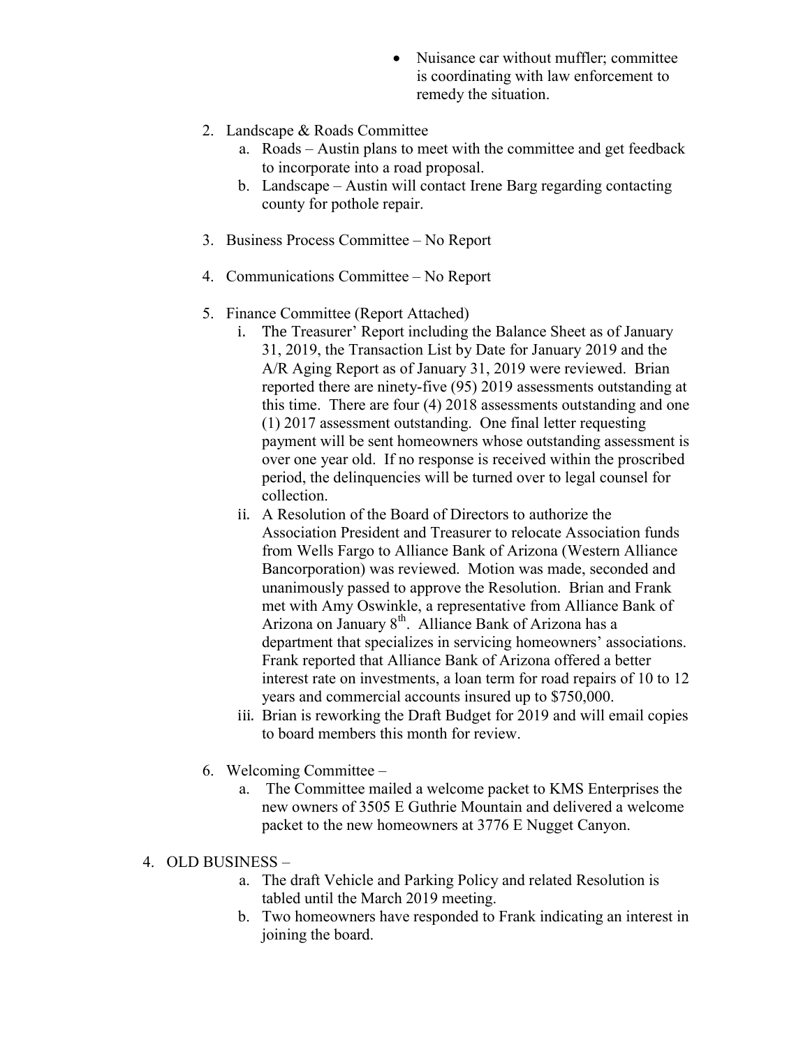- Nuisance car without muffler; committee is coordinating with law enforcement to remedy the situation.

2. Landscape & Roads Committee
   a. Roads – Austin plans to meet with the committee and get feedback to incorporate into a road proposal.
   b. Landscape – Austin will contact Irene Barg regarding contacting county for pothole repair.

3. Business Process Committee – No Report

4. Communications Committee – No Report

5. Finance Committee (Report Attached)
   i. The Treasurer' Report including the Balance Sheet as of January 31, 2019, the Transaction List by Date for January 2019 and the A/R Aging Report as of January 31, 2019 were reviewed. Brian reported there are ninety-five (95) 2019 assessments outstanding at this time. There are four (4) 2018 assessments outstanding and one (1) 2017 assessment outstanding. One final letter requesting payment will be sent homeowners whose outstanding assessment is over one year old. If no response is received within the proscribed period, the delinquencies will be turned over to legal counsel for collection.
   ii. A Resolution of the Board of Directors to authorize the Association President and Treasurer to relocate Association funds from Wells Fargo to Alliance Bank of Arizona (Western Alliance Bancorporation) was reviewed. Motion was made, seconded and unanimously passed to approve the Resolution. Brian and Frank met with Amy Oswinkle, a representative from Alliance Bank of Arizona on January 8th. Alliance Bank of Arizona has a department that specializes in servicing homeowners' associations. Frank reported that Alliance Bank of Arizona offered a better interest rate on investments, a loan term for road repairs of 10 to 12 years and commercial accounts insured up to $750,000.
   iii. Brian is reworking the Draft Budget for 2019 and will email copies to board members this month for review.

6. Welcoming Committee –
   a. The Committee mailed a welcome packet to KMS Enterprises the new owners of 3505 E Guthrie Mountain and delivered a welcome packet to the new homeowners at 3776 E Nugget Canyon.

4. OLD BUSINESS –
   a. The draft Vehicle and Parking Policy and related Resolution is tabled until the March 2019 meeting.
   b. Two homeowners have responded to Frank indicating an interest in joining the board.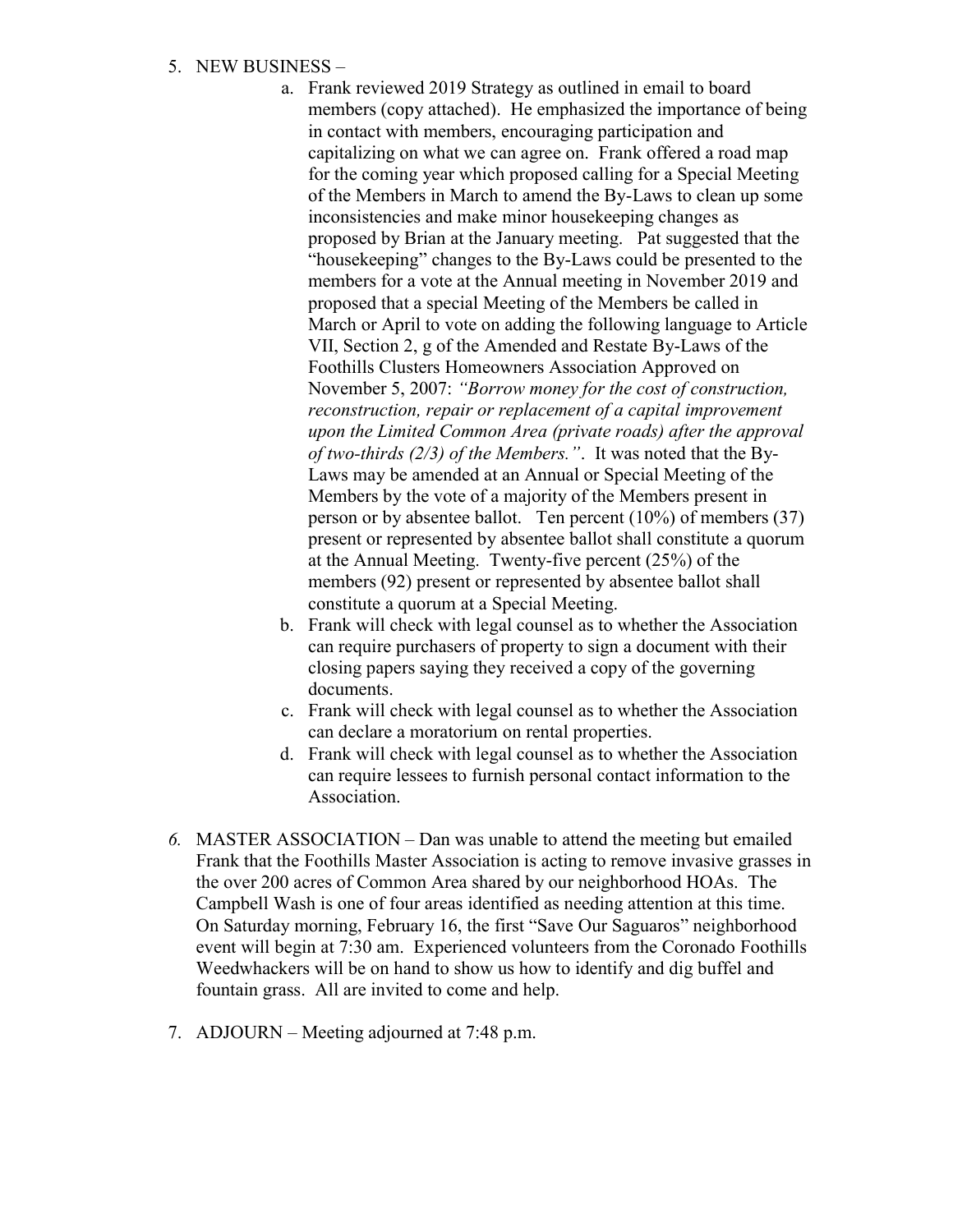5. NEW BUSINESS –

   a. Frank reviewed 2019 Strategy as outlined in email to board members (copy attached). He emphasized the importance of being in contact with members, encouraging participation and capitalizing on what we can agree on. Frank offered a road map for the coming year which proposed calling for a Special Meeting of the Members in March to amend the By-Laws to clean up some inconsistencies and make minor housekeeping changes as proposed by Brian at the January meeting. Pat suggested that the "housekeeping" changes to the By-Laws could be presented to the members for a vote at the Annual meeting in November 2019 and proposed that a special Meeting of the Members be called in March or April to vote on adding the following language to Article VII, Section 2, g of the Amended and Restate By-Laws of the Foothills Clusters Homeowners Association Approved on November 5, 2007: *"Borrow money for the cost of construction, reconstruction, repair or replacement of a capital improvement upon the Limited Common Area (private roads) after the approval of two-thirds (2/3) of the Members."*. It was noted that the By-Laws may be amended at an Annual or Special Meeting of the Members by the vote of a majority of the Members present in person or by absentee ballot. Ten percent (10%) of members (37) present or represented by absentee ballot shall constitute a quorum at the Annual Meeting. Twenty-five percent (25%) of the members (92) present or represented by absentee ballot shall constitute a quorum at a Special Meeting.
   b. Frank will check with legal counsel as to whether the Association can require purchasers of property to sign a document with their closing papers saying they received a copy of the governing documents.
   c. Frank will check with legal counsel as to whether the Association can declare a moratorium on rental properties.
   d. Frank will check with legal counsel as to whether the Association can require lessees to furnish personal contact information to the Association.

6. MASTER ASSOCIATION – Dan was unable to attend the meeting but emailed Frank that the Foothills Master Association is acting to remove invasive grasses in the over 200 acres of Common Area shared by our neighborhood HOAs. The Campbell Wash is one of four areas identified as needing attention at this time. On Saturday morning, February 16, the first "Save Our Saguaros" neighborhood event will begin at 7:30 am. Experienced volunteers from the Coronado Foothills Weedwhackers will be on hand to show us how to identify and dig buffel and fountain grass. All are invited to come and help.

7. ADJOURN – Meeting adjourned at 7:48 p.m.